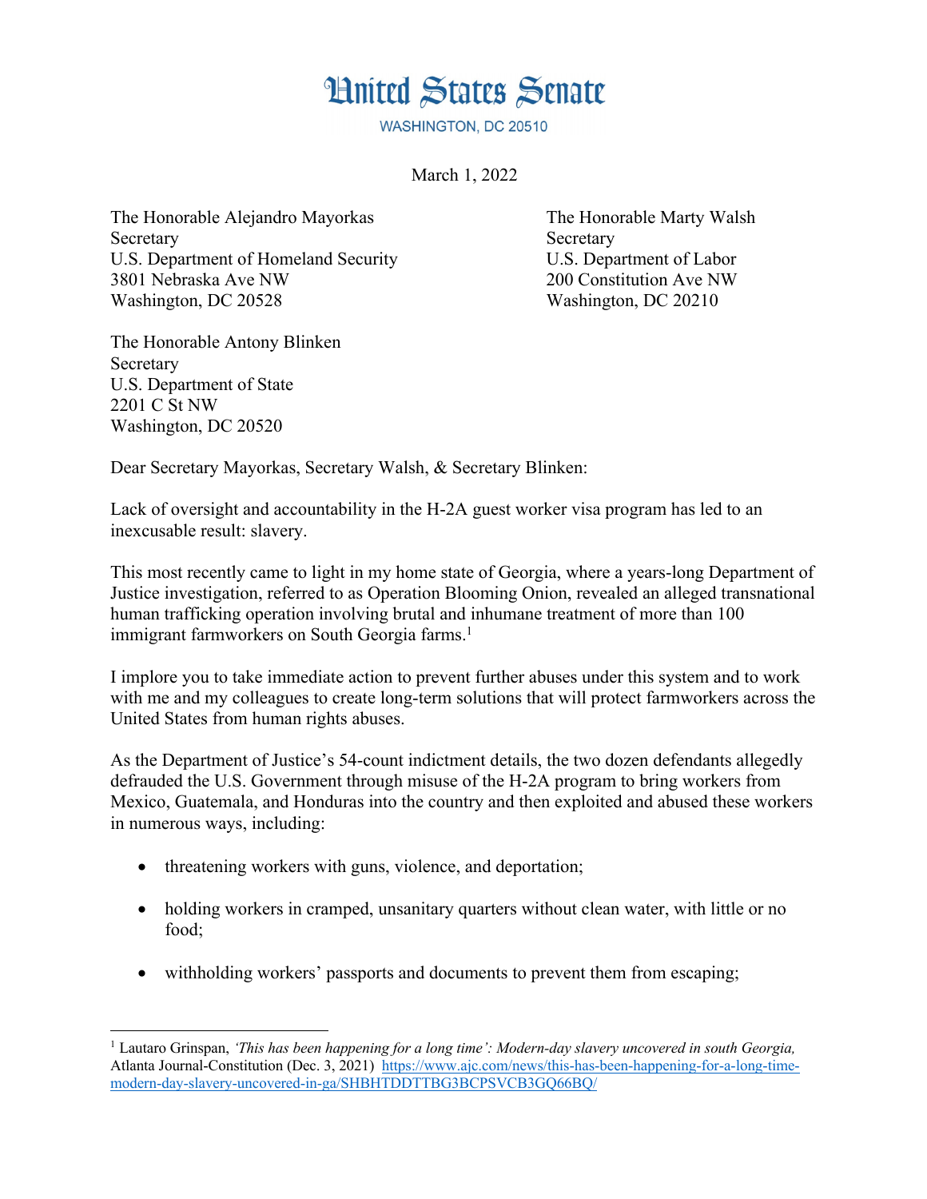# United States Senate

WASHINGTON, DC 20510

March 1, 2022

The Honorable Alejandro Mayorkas
Secretary
U.S. Department of Homeland Security
3801 Nebraska Ave NW
Washington, DC 20528

The Honorable Marty Walsh
Secretary
U.S. Department of Labor
200 Constitution Ave NW
Washington, DC 20210

The Honorable Antony Blinken
Secretary
U.S. Department of State
2201 C St NW
Washington, DC 20520

Dear Secretary Mayorkas, Secretary Walsh, & Secretary Blinken:

Lack of oversight and accountability in the H-2A guest worker visa program has led to an inexcusable result: slavery.

This most recently came to light in my home state of Georgia, where a years-long Department of Justice investigation, referred to as Operation Blooming Onion, revealed an alleged transnational human trafficking operation involving brutal and inhumane treatment of more than 100 immigrant farmworkers on South Georgia farms.[1]

I implore you to take immediate action to prevent further abuses under this system and to work with me and my colleagues to create long-term solutions that will protect farmworkers across the United States from human rights abuses.

As the Department of Justice's 54-count indictment details, the two dozen defendants allegedly defrauded the U.S. Government through misuse of the H-2A program to bring workers from Mexico, Guatemala, and Honduras into the country and then exploited and abused these workers in numerous ways, including:

- threatening workers with guns, violence, and deportation;
- holding workers in cramped, unsanitary quarters without clean water, with little or no food;
- withholding workers' passports and documents to prevent them from escaping;

---

[1] Lautaro Grinspan, *'This has been happening for a long time': Modern-day slavery uncovered in south Georgia,* Atlanta Journal-Constitution (Dec. 3, 2021) https://www.ajc.com/news/this-has-been-happening-for-a-long-time-modern-day-slavery-uncovered-in-ga/SHBHTDDTTBG3BCPSVCB3GQ66BQ/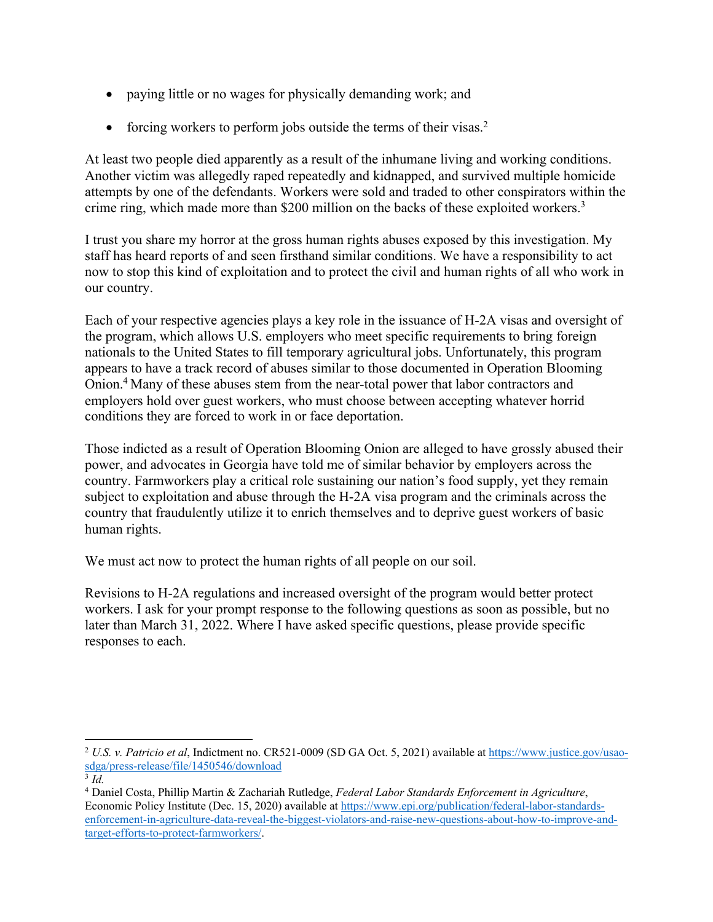- paying little or no wages for physically demanding work; and
- forcing workers to perform jobs outside the terms of their visas.[2]

At least two people died apparently as a result of the inhumane living and working conditions. Another victim was allegedly raped repeatedly and kidnapped, and survived multiple homicide attempts by one of the defendants. Workers were sold and traded to other conspirators within the crime ring, which made more than $200 million on the backs of these exploited workers.[3]

I trust you share my horror at the gross human rights abuses exposed by this investigation. My staff has heard reports of and seen firsthand similar conditions. We have a responsibility to act now to stop this kind of exploitation and to protect the civil and human rights of all who work in our country.

Each of your respective agencies plays a key role in the issuance of H-2A visas and oversight of the program, which allows U.S. employers who meet specific requirements to bring foreign nationals to the United States to fill temporary agricultural jobs. Unfortunately, this program appears to have a track record of abuses similar to those documented in Operation Blooming Onion.[4] Many of these abuses stem from the near-total power that labor contractors and employers hold over guest workers, who must choose between accepting whatever horrid conditions they are forced to work in or face deportation.

Those indicted as a result of Operation Blooming Onion are alleged to have grossly abused their power, and advocates in Georgia have told me of similar behavior by employers across the country. Farmworkers play a critical role sustaining our nation's food supply, yet they remain subject to exploitation and abuse through the H-2A visa program and the criminals across the country that fraudulently utilize it to enrich themselves and to deprive guest workers of basic human rights.

We must act now to protect the human rights of all people on our soil.

Revisions to H-2A regulations and increased oversight of the program would better protect workers. I ask for your prompt response to the following questions as soon as possible, but no later than March 31, 2022. Where I have asked specific questions, please provide specific responses to each.

---

[2] *U.S. v. Patricio et al*, Indictment no. CR521-0009 (SD GA Oct. 5, 2021) available at https://www.justice.gov/usao-sdga/press-release/file/1450546/download

[3] *Id.*

[4] Daniel Costa, Phillip Martin & Zachariah Rutledge, *Federal Labor Standards Enforcement in Agriculture*, Economic Policy Institute (Dec. 15, 2020) available at https://www.epi.org/publication/federal-labor-standards-enforcement-in-agriculture-data-reveal-the-biggest-violators-and-raise-new-questions-about-how-to-improve-and-target-efforts-to-protect-farmworkers/.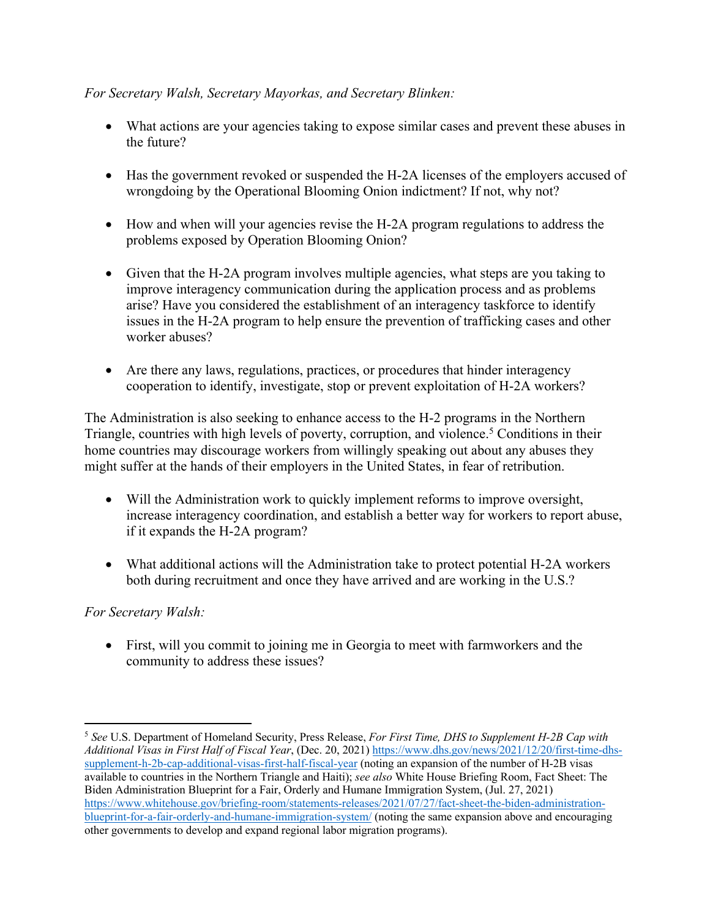*For Secretary Walsh, Secretary Mayorkas, and Secretary Blinken:*

- What actions are your agencies taking to expose similar cases and prevent these abuses in the future?

- Has the government revoked or suspended the H-2A licenses of the employers accused of wrongdoing by the Operational Blooming Onion indictment? If not, why not?

- How and when will your agencies revise the H-2A program regulations to address the problems exposed by Operation Blooming Onion?

- Given that the H-2A program involves multiple agencies, what steps are you taking to improve interagency communication during the application process and as problems arise? Have you considered the establishment of an interagency taskforce to identify issues in the H-2A program to help ensure the prevention of trafficking cases and other worker abuses?

- Are there any laws, regulations, practices, or procedures that hinder interagency cooperation to identify, investigate, stop or prevent exploitation of H-2A workers?

The Administration is also seeking to enhance access to the H-2 programs in the Northern Triangle, countries with high levels of poverty, corruption, and violence.[5] Conditions in their home countries may discourage workers from willingly speaking out about any abuses they might suffer at the hands of their employers in the United States, in fear of retribution.

- Will the Administration work to quickly implement reforms to improve oversight, increase interagency coordination, and establish a better way for workers to report abuse, if it expands the H-2A program?

- What additional actions will the Administration take to protect potential H-2A workers both during recruitment and once they have arrived and are working in the U.S.?

*For Secretary Walsh:*

- First, will you commit to joining me in Georgia to meet with farmworkers and the community to address these issues?

---

[5] *See* U.S. Department of Homeland Security, Press Release, *For First Time, DHS to Supplement H-2B Cap with Additional Visas in First Half of Fiscal Year*, (Dec. 20, 2021) https://www.dhs.gov/news/2021/12/20/first-time-dhs-supplement-h-2b-cap-additional-visas-first-half-fiscal-year (noting an expansion of the number of H-2B visas available to countries in the Northern Triangle and Haiti); *see also* White House Briefing Room, Fact Sheet: The Biden Administration Blueprint for a Fair, Orderly and Humane Immigration System, (Jul. 27, 2021) https://www.whitehouse.gov/briefing-room/statements-releases/2021/07/27/fact-sheet-the-biden-administration-blueprint-for-a-fair-orderly-and-humane-immigration-system/ (noting the same expansion above and encouraging other governments to develop and expand regional labor migration programs).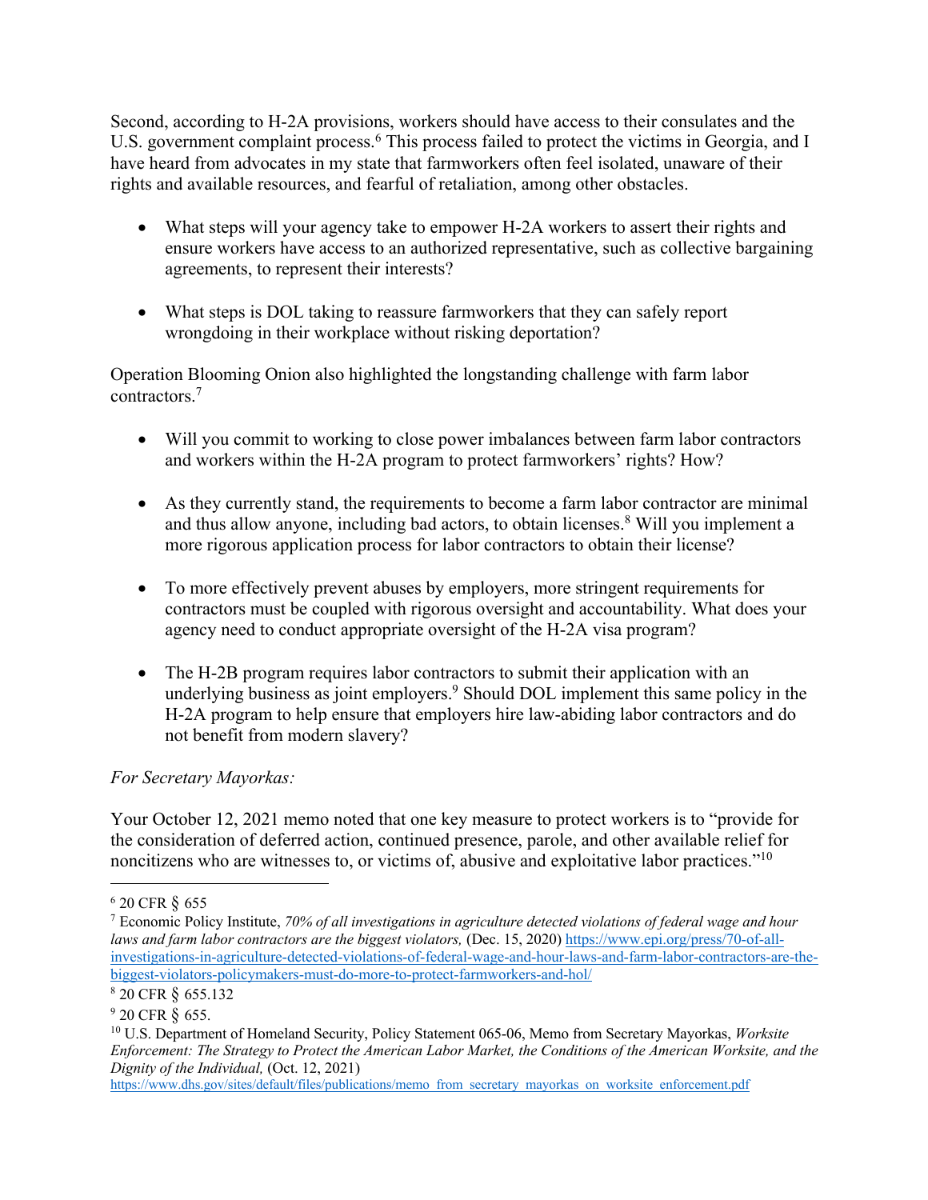Second, according to H-2A provisions, workers should have access to their consulates and the U.S. government complaint process.[6] This process failed to protect the victims in Georgia, and I have heard from advocates in my state that farmworkers often feel isolated, unaware of their rights and available resources, and fearful of retaliation, among other obstacles.

- What steps will your agency take to empower H-2A workers to assert their rights and ensure workers have access to an authorized representative, such as collective bargaining agreements, to represent their interests?
- What steps is DOL taking to reassure farmworkers that they can safely report wrongdoing in their workplace without risking deportation?

Operation Blooming Onion also highlighted the longstanding challenge with farm labor contractors.[7]

- Will you commit to working to close power imbalances between farm labor contractors and workers within the H-2A program to protect farmworkers' rights? How?
- As they currently stand, the requirements to become a farm labor contractor are minimal and thus allow anyone, including bad actors, to obtain licenses.[8] Will you implement a more rigorous application process for labor contractors to obtain their license?
- To more effectively prevent abuses by employers, more stringent requirements for contractors must be coupled with rigorous oversight and accountability. What does your agency need to conduct appropriate oversight of the H-2A visa program?
- The H-2B program requires labor contractors to submit their application with an underlying business as joint employers.[9] Should DOL implement this same policy in the H-2A program to help ensure that employers hire law-abiding labor contractors and do not benefit from modern slavery?

*For Secretary Mayorkas:*

Your October 12, 2021 memo noted that one key measure to protect workers is to "provide for the consideration of deferred action, continued presence, parole, and other available relief for noncitizens who are witnesses to, or victims of, abusive and exploitative labor practices."[10]

---

[6] 20 CFR § 655

[7] Economic Policy Institute, *70% of all investigations in agriculture detected violations of federal wage and hour laws and farm labor contractors are the biggest violators,* (Dec. 15, 2020) https://www.epi.org/press/70-of-all-investigations-in-agriculture-detected-violations-of-federal-wage-and-hour-laws-and-farm-labor-contractors-are-the-biggest-violators-policymakers-must-do-more-to-protect-farmworkers-and-hol/

[8] 20 CFR § 655.132

[9] 20 CFR § 655.

[10] U.S. Department of Homeland Security, Policy Statement 065-06, Memo from Secretary Mayorkas, *Worksite Enforcement: The Strategy to Protect the American Labor Market, the Conditions of the American Worksite, and the Dignity of the Individual,* (Oct. 12, 2021) https://www.dhs.gov/sites/default/files/publications/memo_from_secretary_mayorkas_on_worksite_enforcement.pdf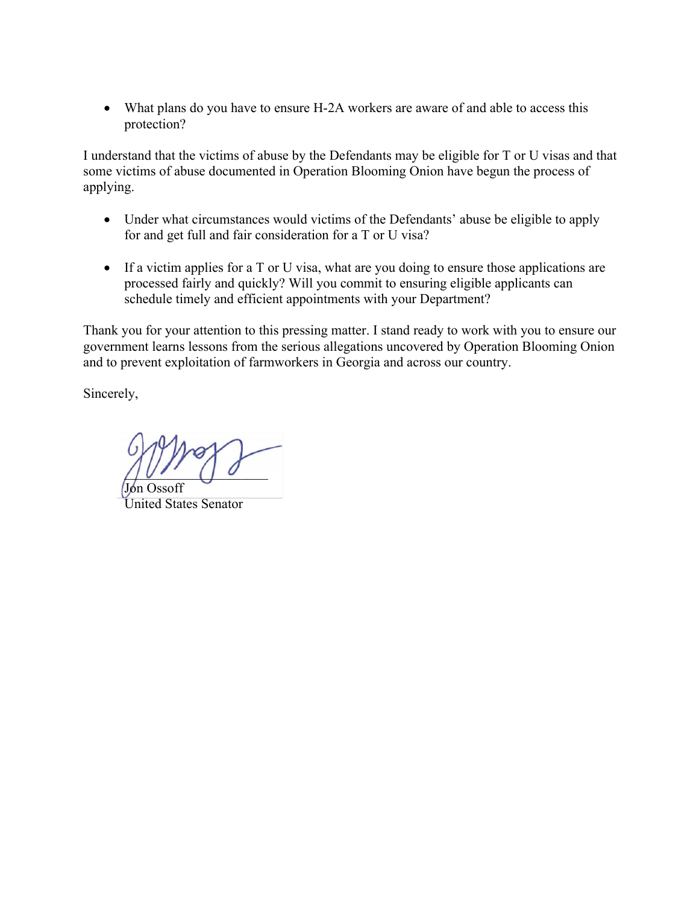- What plans do you have to ensure H-2A workers are aware of and able to access this protection?

I understand that the victims of abuse by the Defendants may be eligible for T or U visas and that some victims of abuse documented in Operation Blooming Onion have begun the process of applying.

- Under what circumstances would victims of the Defendants' abuse be eligible to apply for and get full and fair consideration for a T or U visa?

- If a victim applies for a T or U visa, what are you doing to ensure those applications are processed fairly and quickly? Will you commit to ensuring eligible applicants can schedule timely and efficient appointments with your Department?

Thank you for your attention to this pressing matter. I stand ready to work with you to ensure our government learns lessons from the serious allegations uncovered by Operation Blooming Onion and to prevent exploitation of farmworkers in Georgia and across our country.

Sincerely,

Jon Ossoff
United States Senator